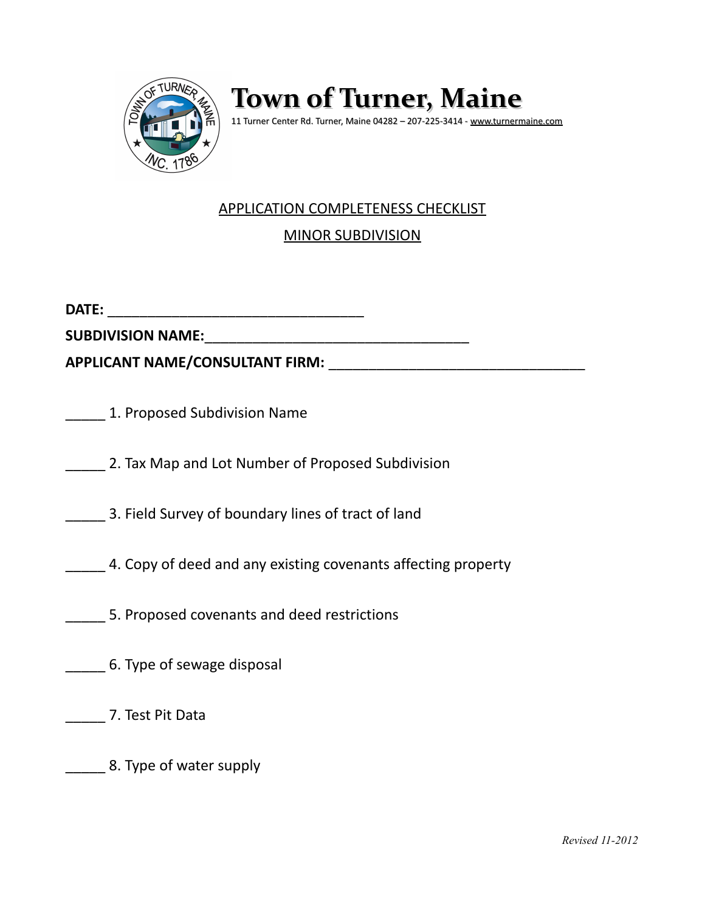# Town of Turner, Maine

11 Turner Center Rd. Turner, Maine 04282 – 207-225-3414 - www.turnermaine.com

## APPLICATION COMPLETENESS CHECKLIST

## MINOR SUBDIVISION

**DATE:** _________________________________

**SUBDIVISION NAME:**__________________________________

**APPLICANT NAME/CONSULTANT FIRM:** _________________________________

_____ 1. Proposed Subdivision Name

_____ 2. Tax Map and Lot Number of Proposed Subdivision

_____ 3. Field Survey of boundary lines of tract of land

_____ 4. Copy of deed and any existing covenants affecting property

_____ 5. Proposed covenants and deed restrictions

_____ 6. Type of sewage disposal

_____ 7. Test Pit Data

_____ 8. Type of water supply

*Revised 11-2012*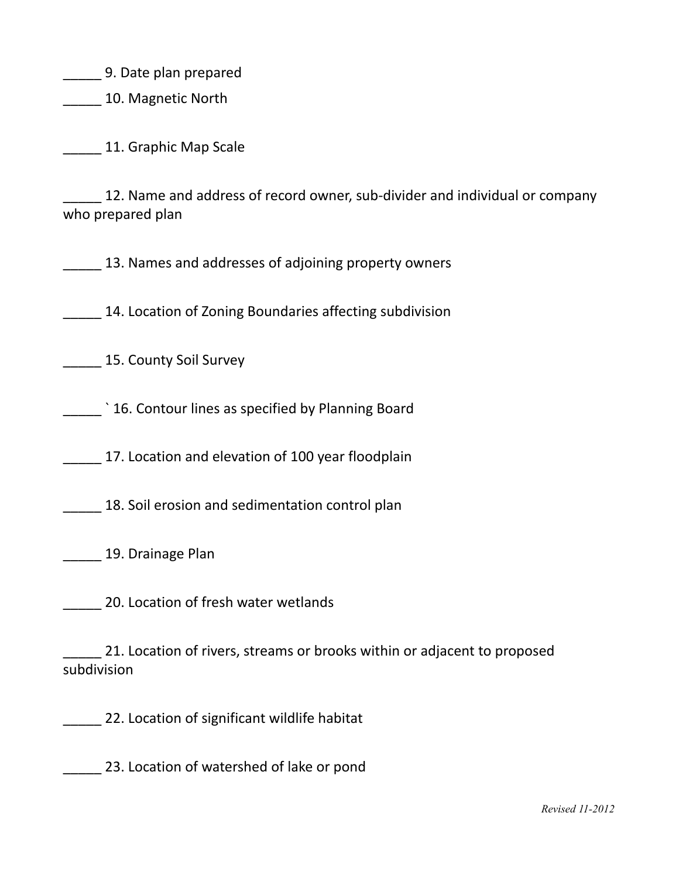_____ 9. Date plan prepared

_____ 10. Magnetic North

_____ 11. Graphic Map Scale

_____ 12. Name and address of record owner, sub-divider and individual or company who prepared plan

_____ 13. Names and addresses of adjoining property owners

_____ 14. Location of Zoning Boundaries affecting subdivision

_____ 15. County Soil Survey

_____ ` 16. Contour lines as specified by Planning Board

_____ 17. Location and elevation of 100 year floodplain

_____ 18. Soil erosion and sedimentation control plan

_____ 19. Drainage Plan

_____ 20. Location of fresh water wetlands

_____ 21. Location of rivers, streams or brooks within or adjacent to proposed subdivision

_____ 22. Location of significant wildlife habitat

_____ 23. Location of watershed of lake or pond

*Revised 11-2012*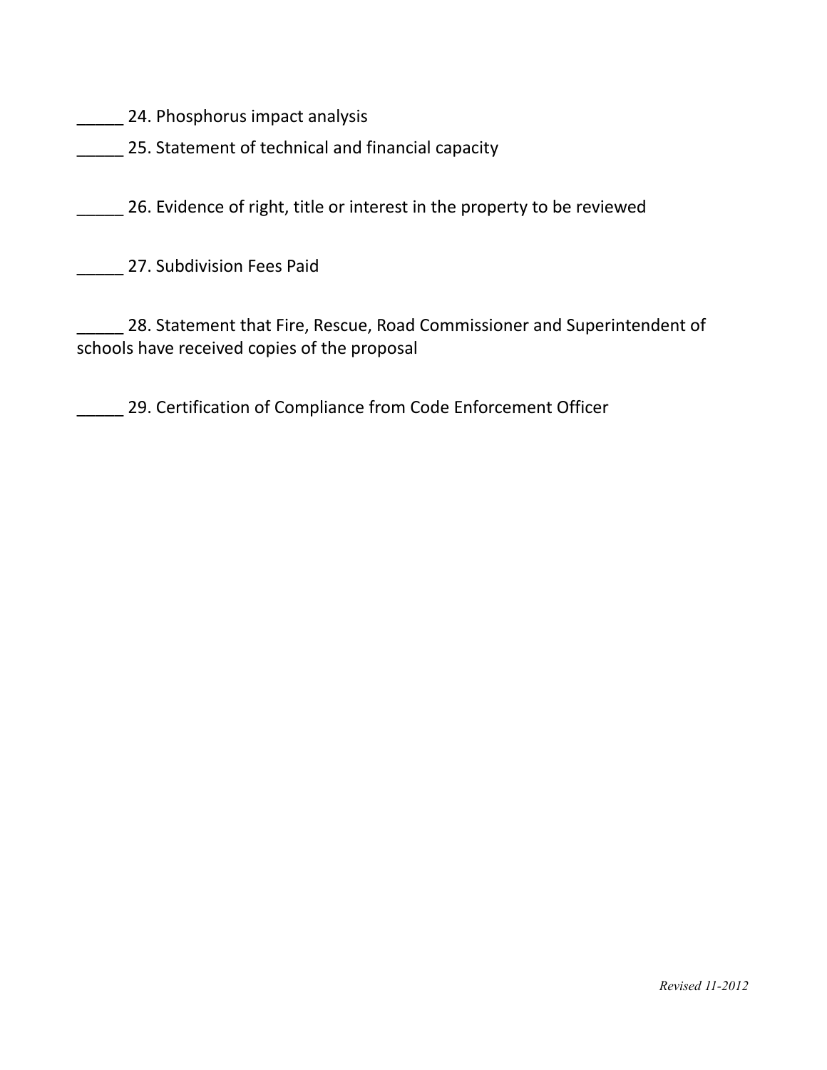_____ 24. Phosphorus impact analysis

_____ 25. Statement of technical and financial capacity

_____ 26. Evidence of right, title or interest in the property to be reviewed

_____ 27. Subdivision Fees Paid

_____ 28. Statement that Fire, Rescue, Road Commissioner and Superintendent of schools have received copies of the proposal

_____ 29. Certification of Compliance from Code Enforcement Officer

*Revised 11-2012*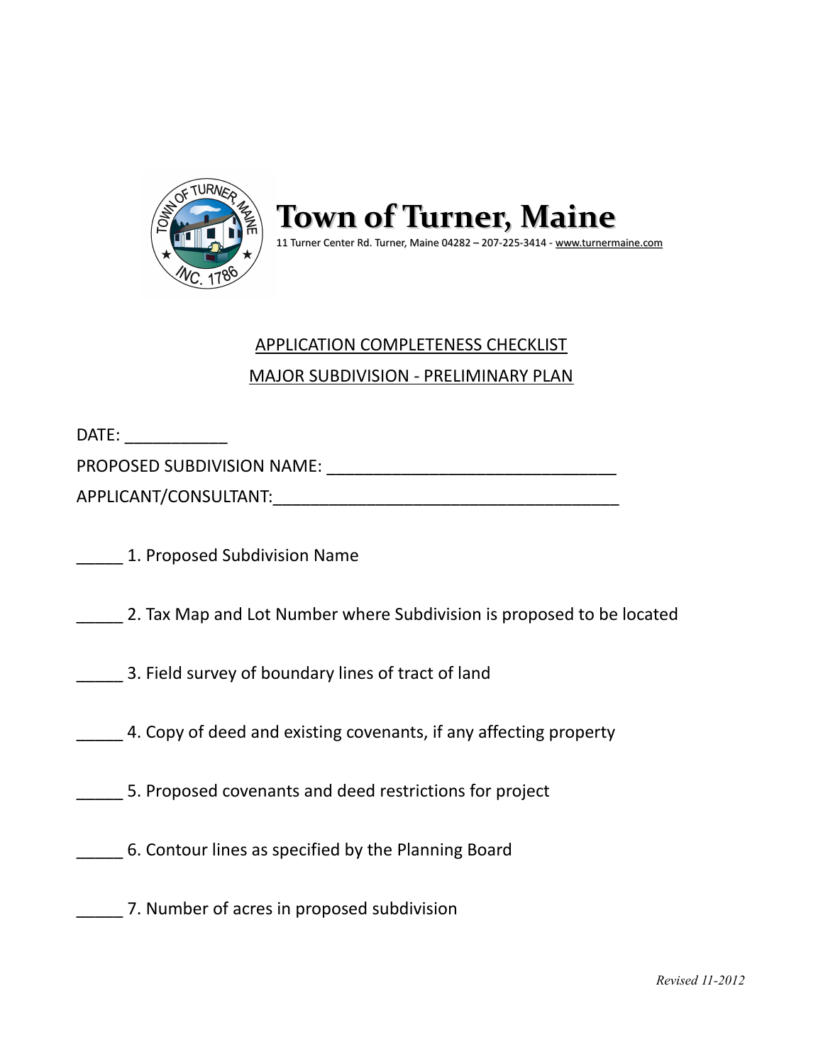# Town of Turner, Maine

11 Turner Center Rd. Turner, Maine 04282 – 207-225-3414 - www.turnermaine.com

APPLICATION COMPLETENESS CHECKLIST

MAJOR SUBDIVISION - PRELIMINARY PLAN

DATE: ___________

PROPOSED SUBDIVISION NAME: _______________________________

APPLICANT/CONSULTANT:_____________________________________

_____ 1. Proposed Subdivision Name

_____ 2. Tax Map and Lot Number where Subdivision is proposed to be located

_____ 3. Field survey of boundary lines of tract of land

_____ 4. Copy of deed and existing covenants, if any affecting property

_____ 5. Proposed covenants and deed restrictions for project

_____ 6. Contour lines as specified by the Planning Board

_____ 7. Number of acres in proposed subdivision

*Revised 11-2012*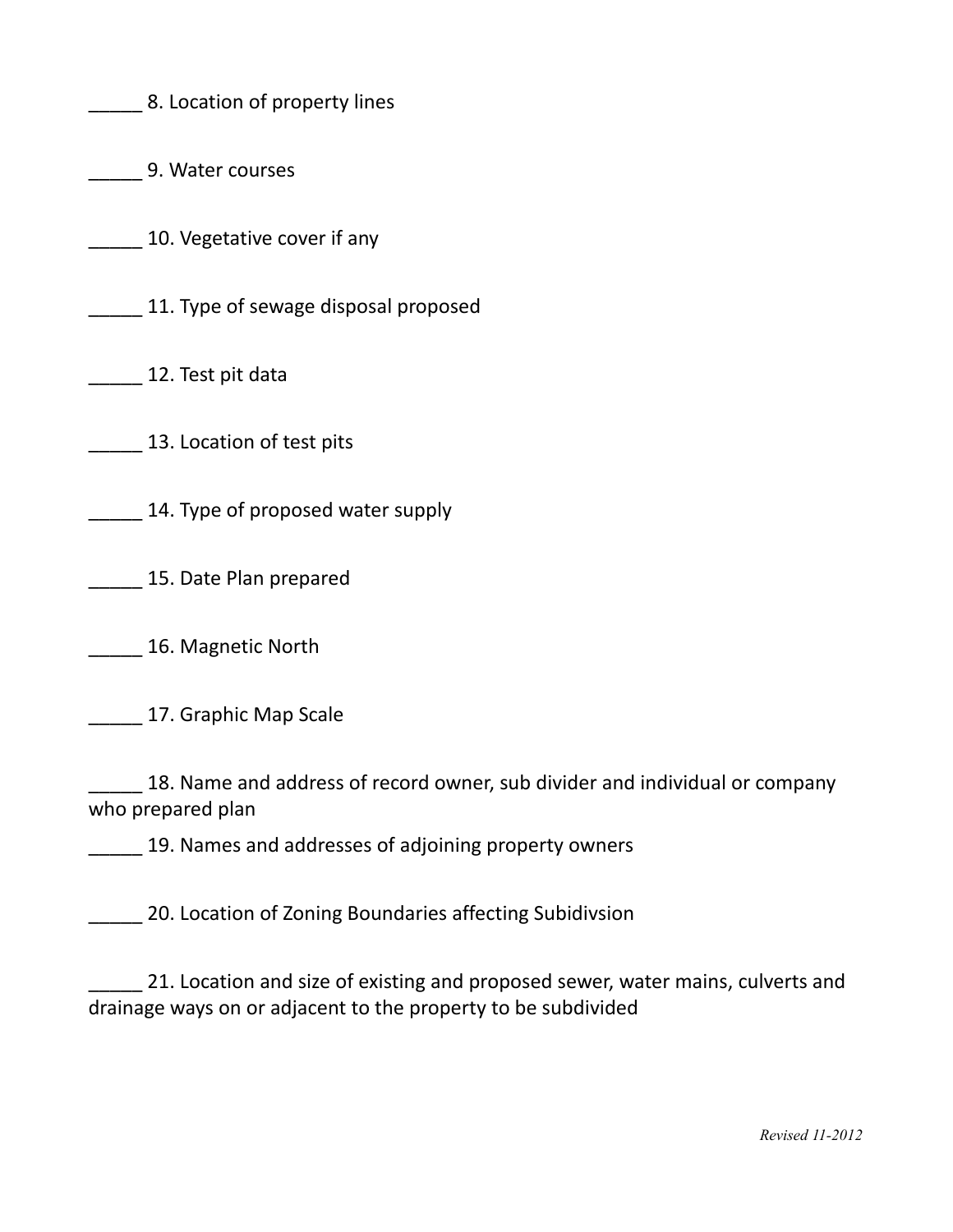_____ 8. Location of property lines

_____ 9. Water courses

_____ 10. Vegetative cover if any

_____ 11. Type of sewage disposal proposed

_____ 12. Test pit data

_____ 13. Location of test pits

_____ 14. Type of proposed water supply

_____ 15. Date Plan prepared

_____ 16. Magnetic North

_____ 17. Graphic Map Scale

_____ 18. Name and address of record owner, sub divider and individual or company who prepared plan

_____ 19. Names and addresses of adjoining property owners

_____ 20. Location of Zoning Boundaries affecting Subidivsion

_____ 21. Location and size of existing and proposed sewer, water mains, culverts and drainage ways on or adjacent to the property to be subdivided

*Revised 11-2012*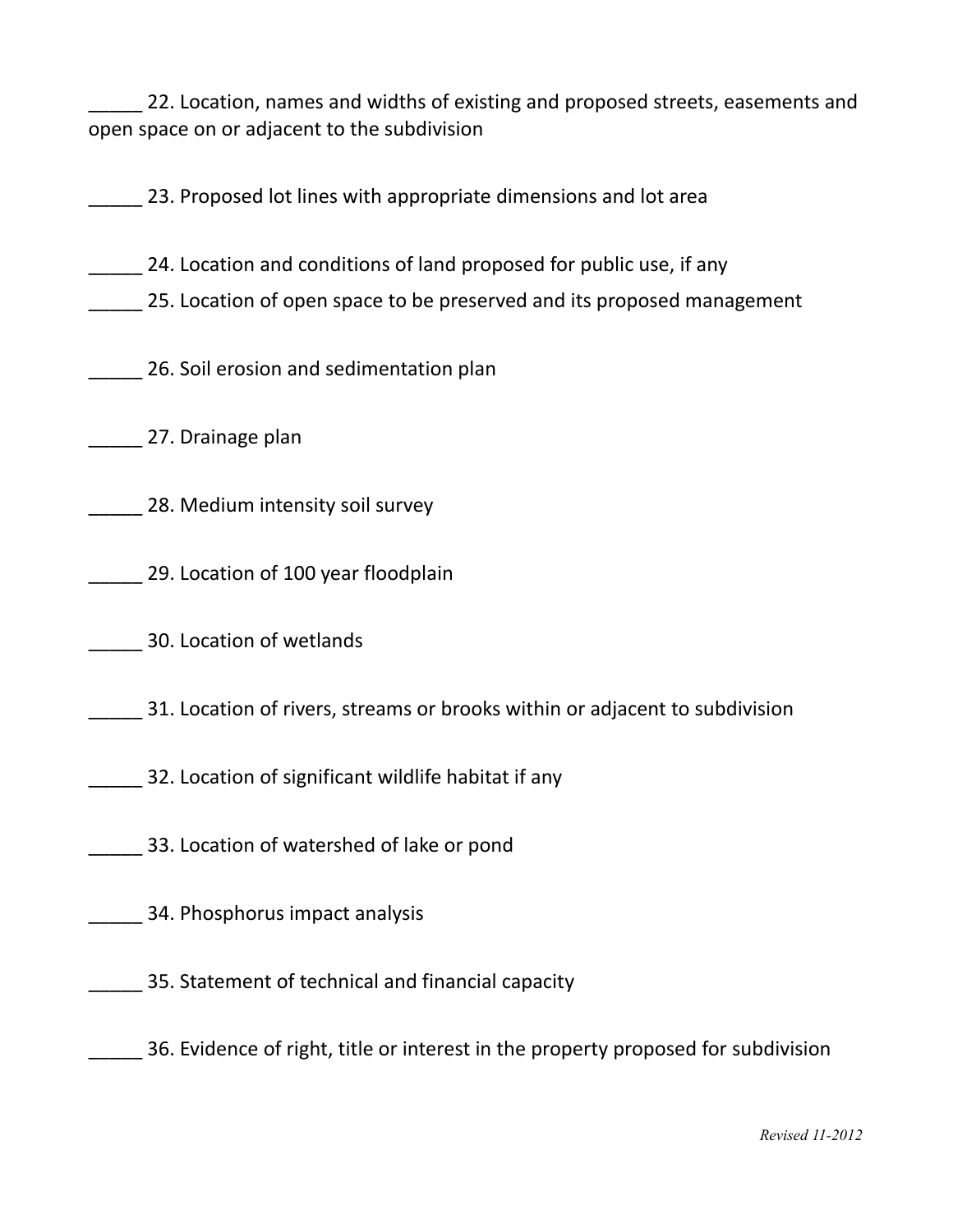_____ 22. Location, names and widths of existing and proposed streets, easements and open space on or adjacent to the subdivision

_____ 23. Proposed lot lines with appropriate dimensions and lot area

_____ 24. Location and conditions of land proposed for public use, if any

_____ 25. Location of open space to be preserved and its proposed management

_____ 26. Soil erosion and sedimentation plan

_____ 27. Drainage plan

_____ 28. Medium intensity soil survey

_____ 29. Location of 100 year floodplain

_____ 30. Location of wetlands

_____ 31. Location of rivers, streams or brooks within or adjacent to subdivision

_____ 32. Location of significant wildlife habitat if any

_____ 33. Location of watershed of lake or pond

_____ 34. Phosphorus impact analysis

_____ 35. Statement of technical and financial capacity

_____ 36. Evidence of right, title or interest in the property proposed for subdivision

*Revised 11-2012*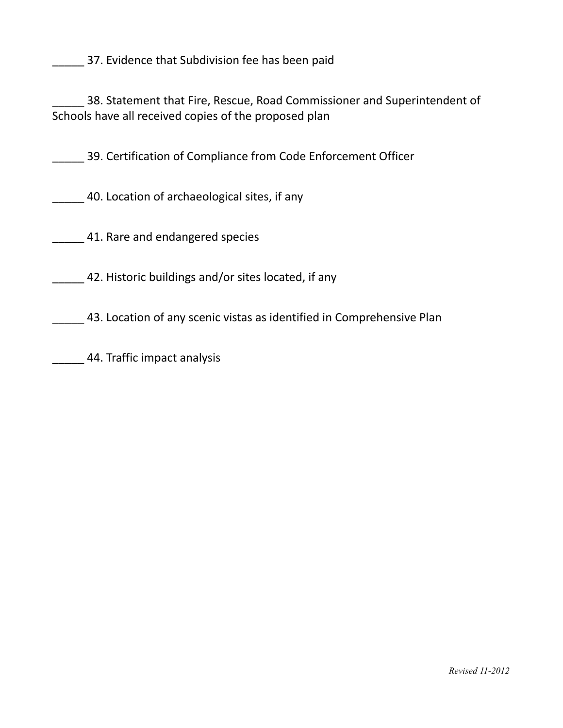_____ 37. Evidence that Subdivision fee has been paid

_____ 38. Statement that Fire, Rescue, Road Commissioner and Superintendent of Schools have all received copies of the proposed plan

_____ 39. Certification of Compliance from Code Enforcement Officer

_____ 40. Location of archaeological sites, if any

_____ 41. Rare and endangered species

_____ 42. Historic buildings and/or sites located, if any

_____ 43. Location of any scenic vistas as identified in Comprehensive Plan

_____ 44. Traffic impact analysis

*Revised 11-2012*